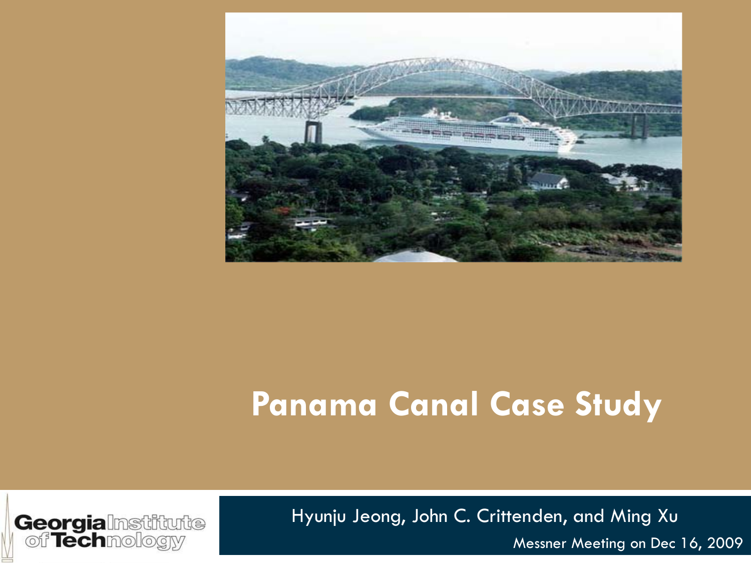# Panama Canal Case Study

Hyunju Jeong, John C. Crittenden, and Ming Xu

Messner Meeting on Dec 16, 2009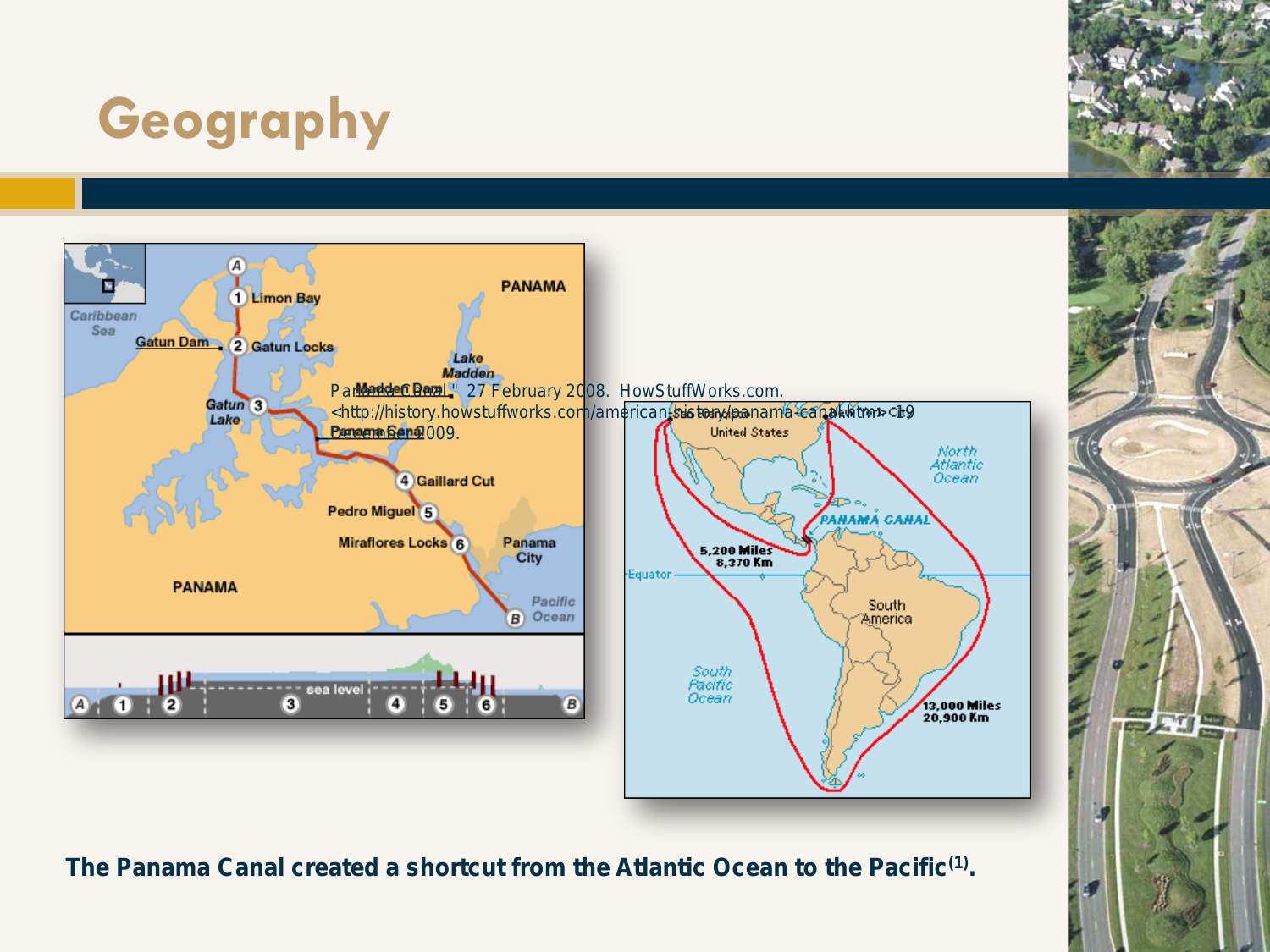# Geography

"Panama Canal." 27 February 2008. HowStuffWorks.com. <http://history.howstuffworks.com/american-history/panama-canal.htm> 19 December 2009.

**The Panama Canal created a shortcut from the Atlantic Ocean to the Pacific[1].**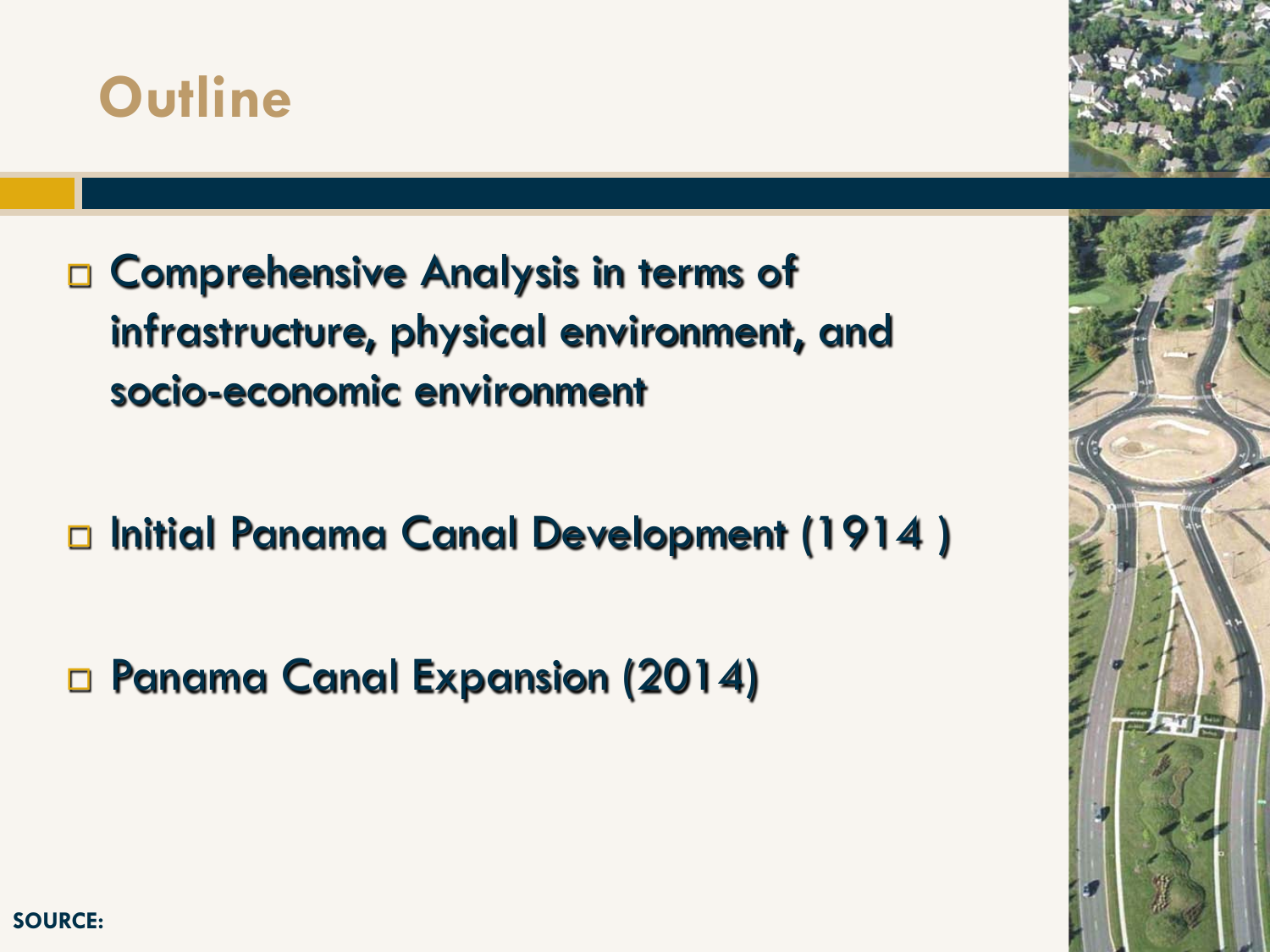# Outline

- Comprehensive Analysis in terms of infrastructure, physical environment, and socio-economic environment
- Initial Panama Canal Development (1914 )
- Panama Canal Expansion (2014)

SOURCE: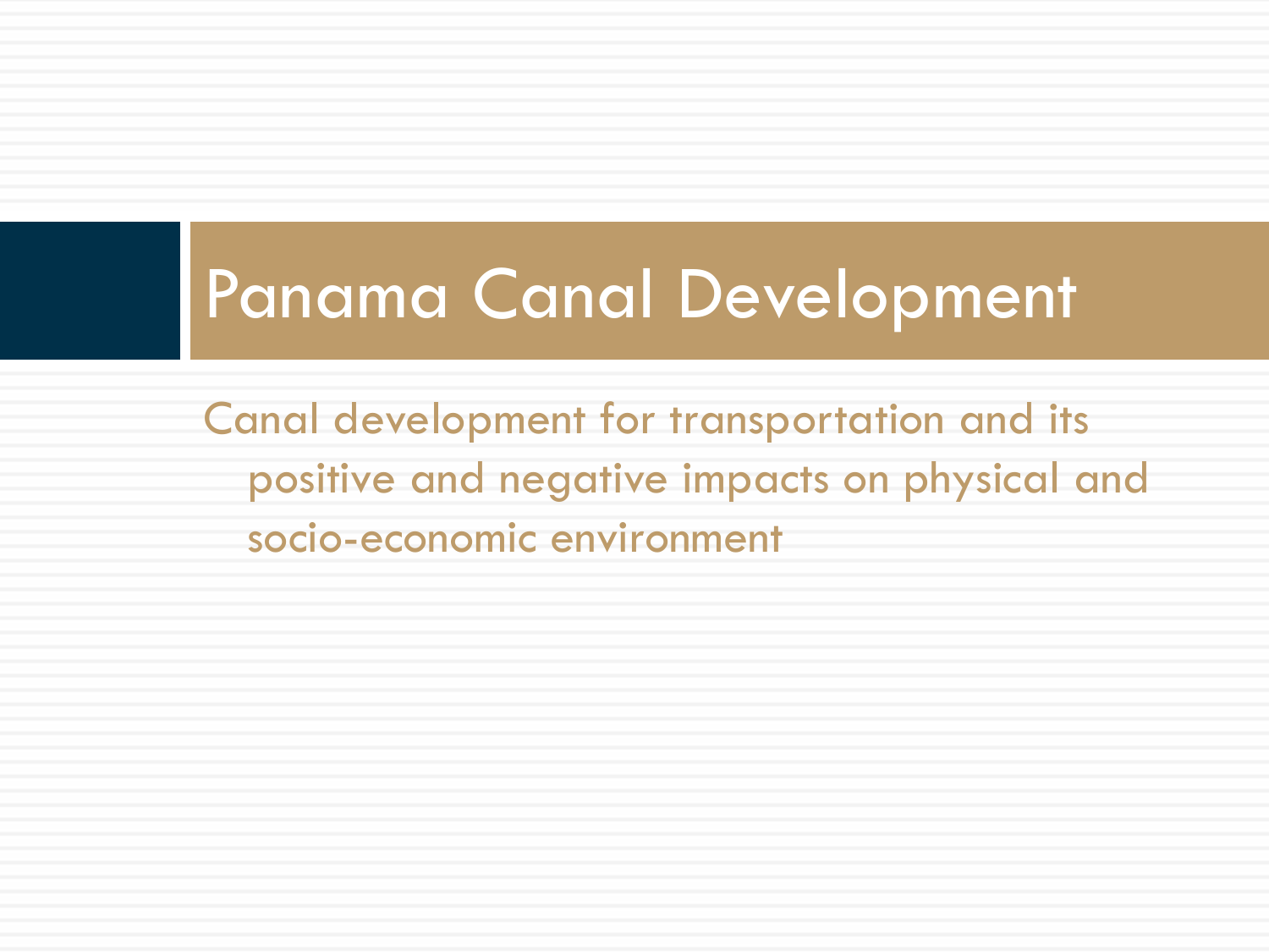# Panama Canal Development

Canal development for transportation and its positive and negative impacts on physical and socio-economic environment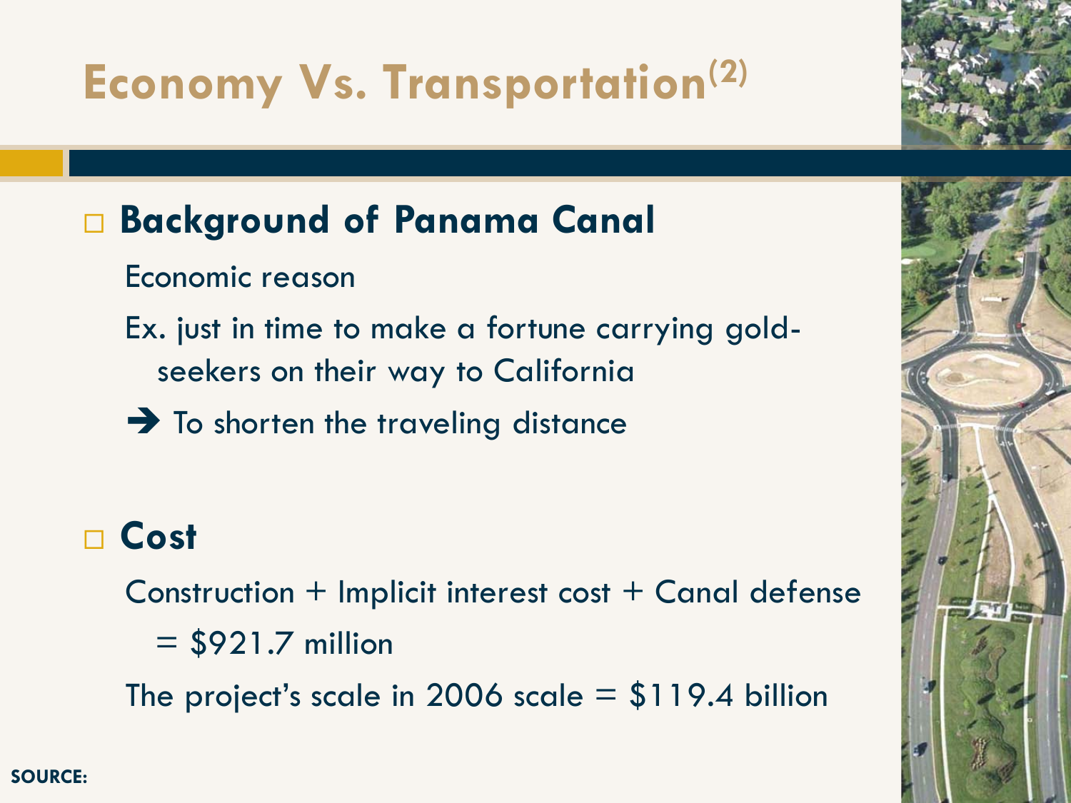# Economy Vs. Transportation[2]

- **Background of Panama Canal**

  Economic reason

  Ex. just in time to make a fortune carrying gold-seekers on their way to California

  ➔ To shorten the traveling distance

- **Cost**

  Construction + Implicit interest cost + Canal defense = $921.7 million

  The project's scale in 2006 scale = $119.4 billion

**SOURCE:**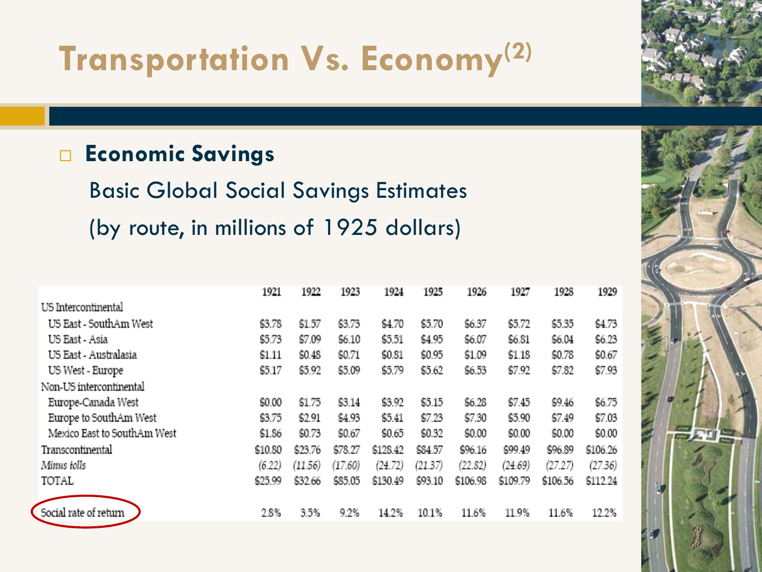# Transportation Vs. Economy[2]

- **Economic Savings**

  Basic Global Social Savings Estimates

  (by route, in millions of 1925 dollars)

| | 1921 | 1922 | 1923 | 1924 | 1925 | 1926 | 1927 | 1928 | 1929 |
|---|---|---|---|---|---|---|---|---|---|
| US Intercontinental | | | | | | | | | |
| US East - SouthAm West | $3.78 | $1.57 | $3.73 | $4.70 | $5.70 | $6.37 | $5.72 | $5.35 | $4.73 |
| US East - Asia | $5.73 | $7.09 | $6.10 | $5.51 | $4.95 | $6.07 | $6.81 | $6.04 | $6.23 |
| US East - Australasia | $1.11 | $0.48 | $0.71 | $0.81 | $0.95 | $1.09 | $1.18 | $0.78 | $0.67 |
| US West - Europe | $5.17 | $5.92 | $5.09 | $5.79 | $5.62 | $6.53 | $7.92 | $7.82 | $7.93 |
| Non-US intercontinental | | | | | | | | | |
| Europe-Canada West | $0.00 | $1.75 | $3.14 | $3.92 | $5.15 | $6.28 | $7.45 | $9.46 | $6.75 |
| Europe to SouthAm West | $3.75 | $2.91 | $4.93 | $5.41 | $7.23 | $7.30 | $5.90 | $7.49 | $7.03 |
| Mexico East to SouthAm West | $1.86 | $0.73 | $0.67 | $0.65 | $0.32 | $0.00 | $0.00 | $0.00 | $0.00 |
| Transcontinental | $10.80 | $23.76 | $78.27 | $128.42 | $84.57 | $96.16 | $99.49 | $96.89 | $106.26 |
| *Minus tolls* | *(6.22)* | *(11.56)* | *(17.60)* | *(24.72)* | *(21.37)* | *(22.82)* | *(24.69)* | *(27.27)* | *(27.36)* |
| TOTAL | $25.99 | $32.66 | $85.05 | $130.49 | $93.10 | $106.98 | $109.79 | $106.56 | $112.24 |
| Social rate of return | 2.8% | 3.5% | 9.2% | 14.2% | 10.1% | 11.6% | 11.9% | 11.6% | 12.2% |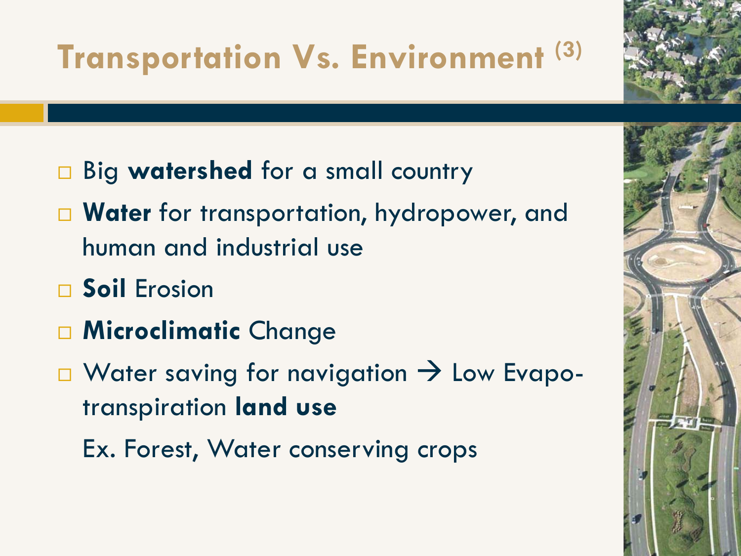# Transportation Vs. Environment [3]

- Big **watershed** for a small country
- **Water** for transportation, hydropower, and human and industrial use
- **Soil** Erosion
- **Microclimatic** Change
- Water saving for navigation → Low Evapo-transpiration **land use**

  Ex. Forest, Water conserving crops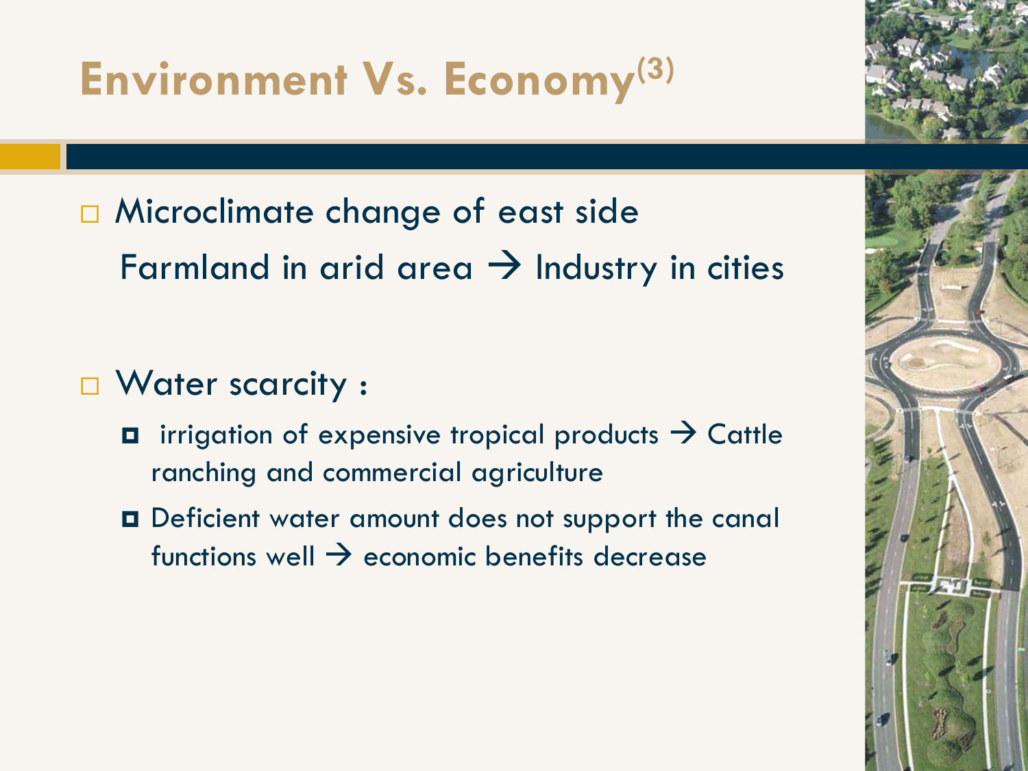# Environment Vs. Economy[3]

- Microclimate change of east side
  Farmland in arid area → Industry in cities

- Water scarcity :
  - irrigation of expensive tropical products → Cattle ranching and commercial agriculture
  - Deficient water amount does not support the canal functions well → economic benefits decrease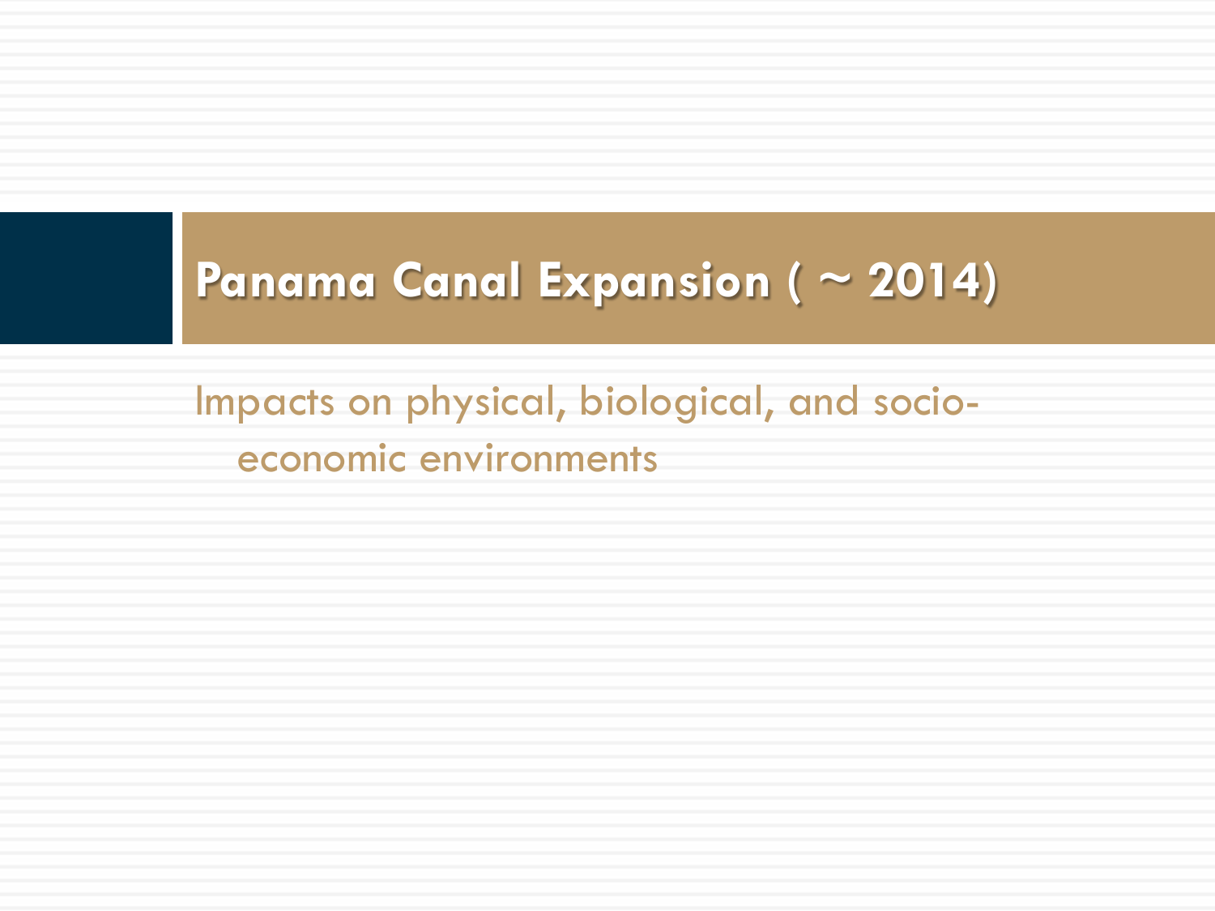# Panama Canal Expansion ( ~ 2014)

Impacts on physical, biological, and socio-economic environments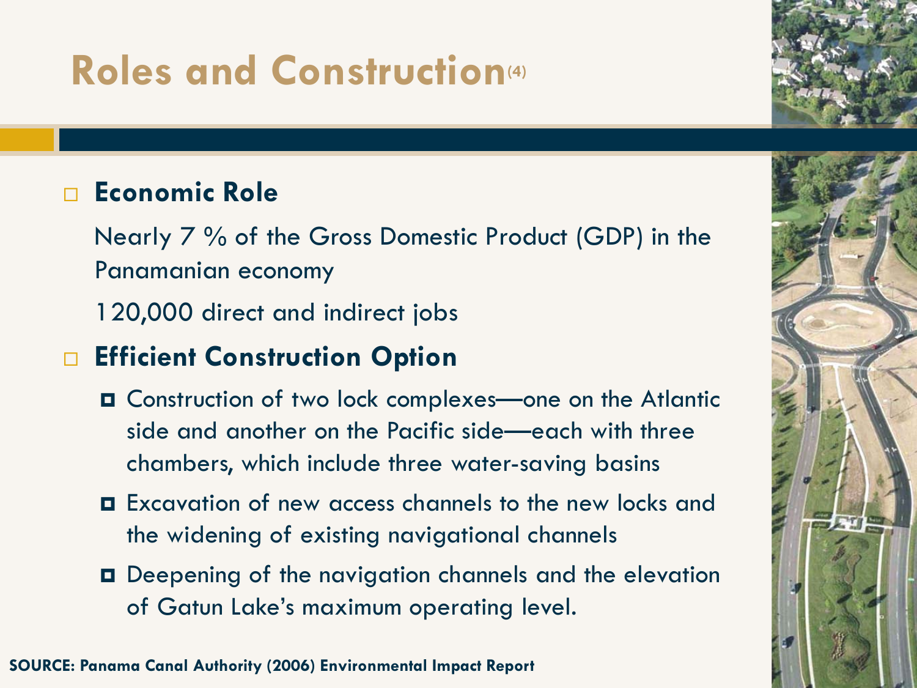# Roles and Construction(4)

- **Economic Role**

  Nearly 7 % of the Gross Domestic Product (GDP) in the Panamanian economy

  120,000 direct and indirect jobs

- **Efficient Construction Option**
  - Construction of two lock complexes—one on the Atlantic side and another on the Pacific side—each with three chambers, which include three water-saving basins
  - Excavation of new access channels to the new locks and the widening of existing navigational channels
  - Deepening of the navigation channels and the elevation of Gatun Lake's maximum operating level.

**SOURCE: Panama Canal Authority (2006) Environmental Impact Report**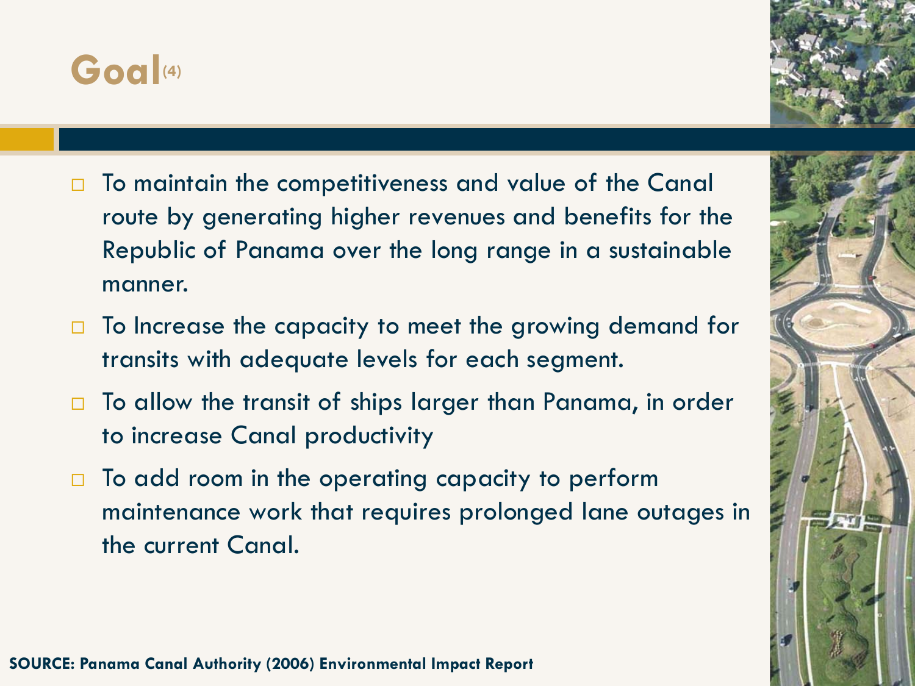# Goal[4]

- To maintain the competitiveness and value of the Canal route by generating higher revenues and benefits for the Republic of Panama over the long range in a sustainable manner.
- To Increase the capacity to meet the growing demand for transits with adequate levels for each segment.
- To allow the transit of ships larger than Panama, in order to increase Canal productivity
- To add room in the operating capacity to perform maintenance work that requires prolonged lane outages in the current Canal.

**SOURCE: Panama Canal Authority (2006) Environmental Impact Report**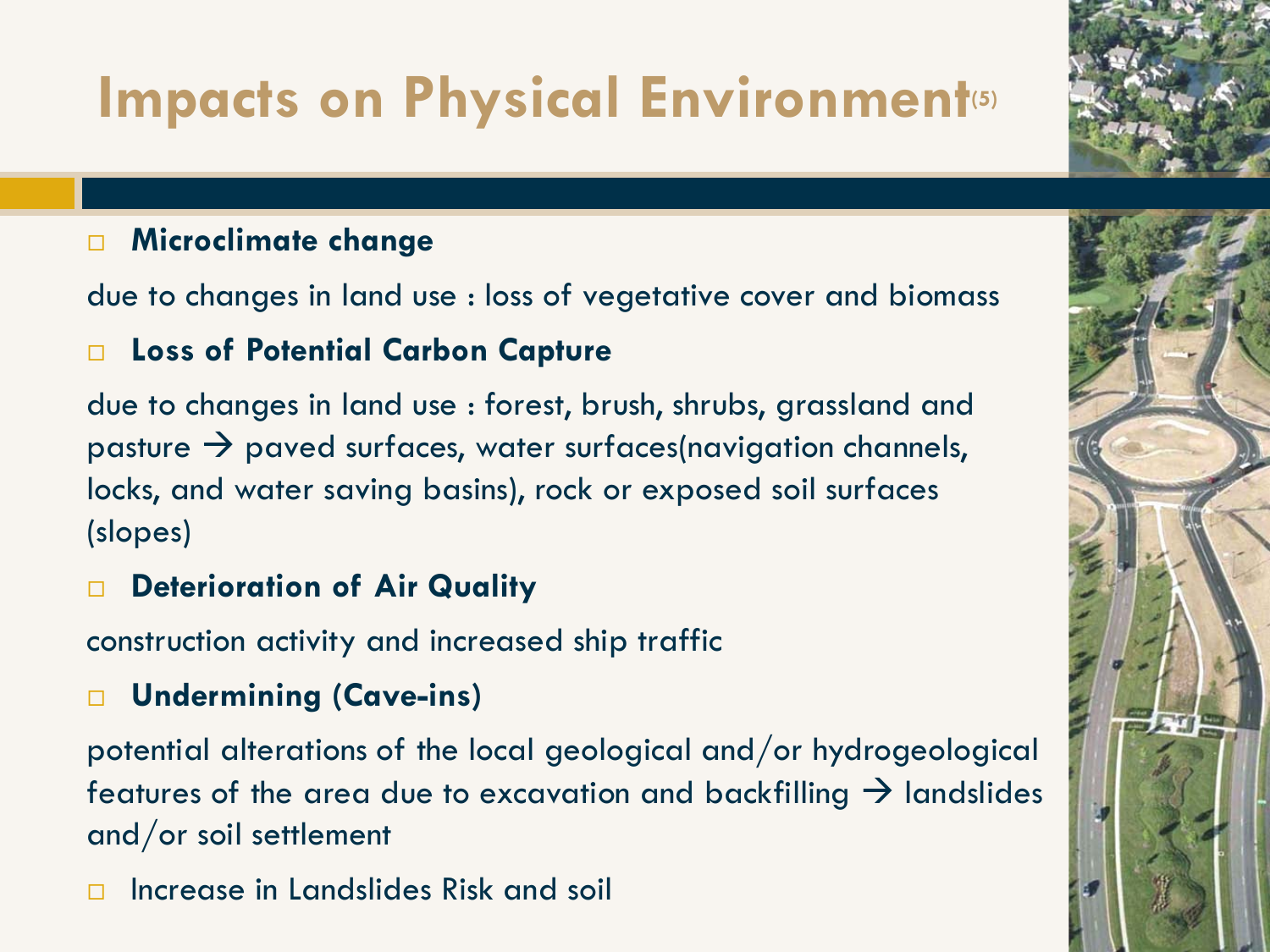# Impacts on Physical Environment(5)

- **Microclimate change**

due to changes in land use : loss of vegetative cover and biomass

- **Loss of Potential Carbon Capture**

due to changes in land use : forest, brush, shrubs, grassland and pasture → paved surfaces, water surfaces(navigation channels, locks, and water saving basins), rock or exposed soil surfaces (slopes)

- **Deterioration of Air Quality**

construction activity and increased ship traffic

- **Undermining (Cave-ins)**

potential alterations of the local geological and/or hydrogeological features of the area due to excavation and backfilling → landslides and/or soil settlement

- Increase in Landslides Risk and soil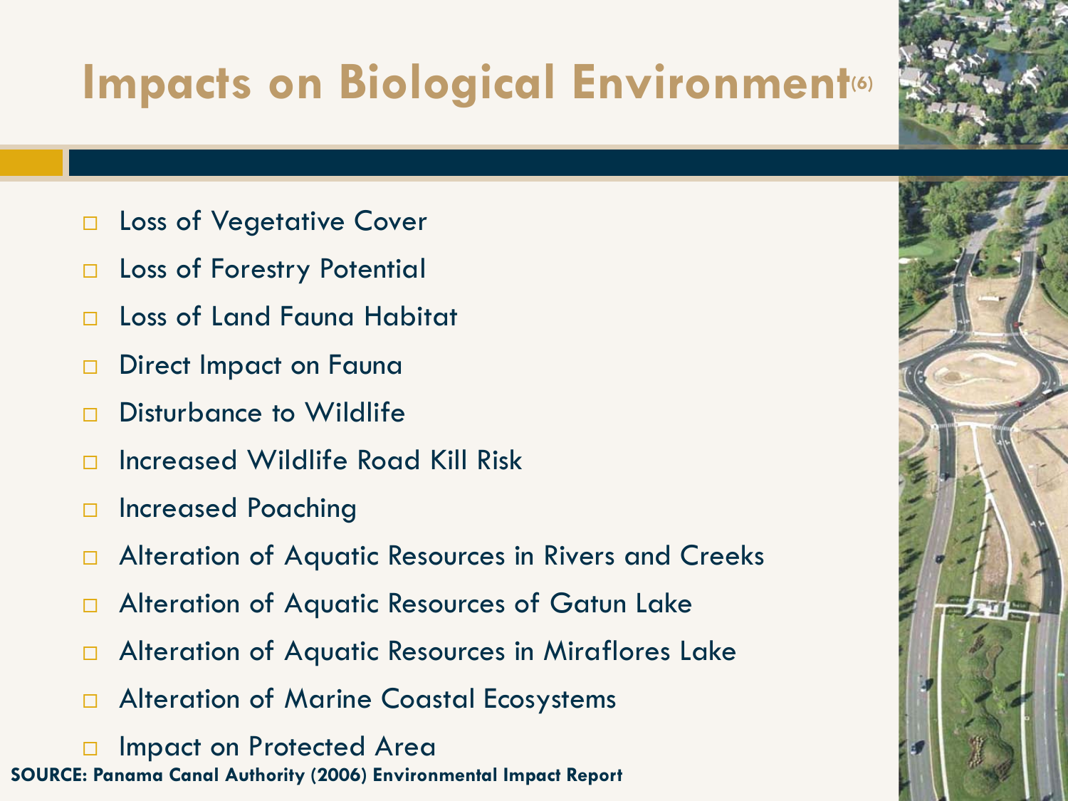# Impacts on Biological Environment(6)

- Loss of Vegetative Cover
- Loss of Forestry Potential
- Loss of Land Fauna Habitat
- Direct Impact on Fauna
- Disturbance to Wildlife
- Increased Wildlife Road Kill Risk
- Increased Poaching
- Alteration of Aquatic Resources in Rivers and Creeks
- Alteration of Aquatic Resources of Gatun Lake
- Alteration of Aquatic Resources in Miraflores Lake
- Alteration of Marine Coastal Ecosystems
- Impact on Protected Area

**SOURCE: Panama Canal Authority (2006) Environmental Impact Report**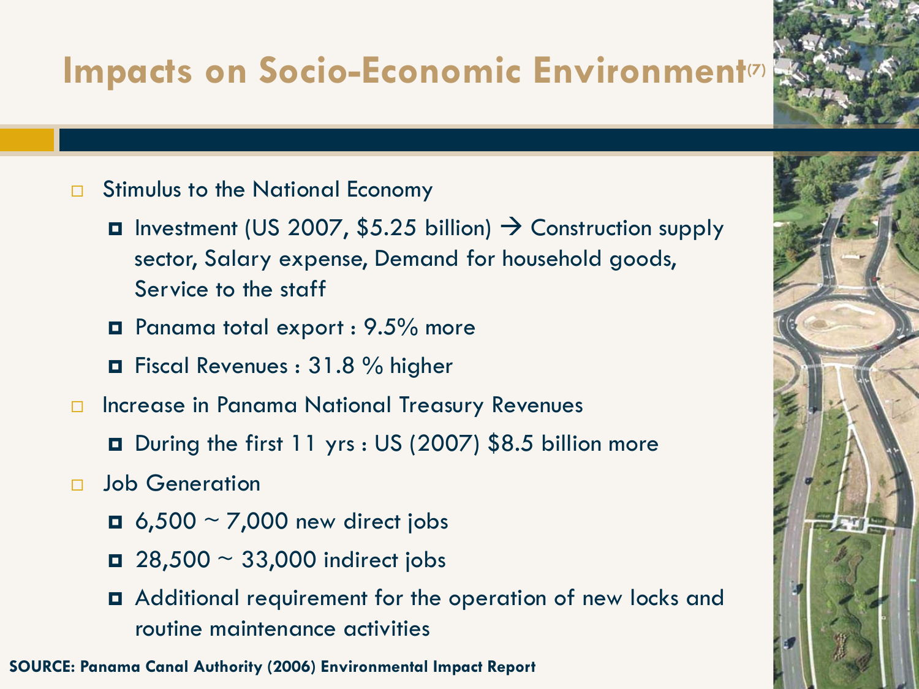# Impacts on Socio-Economic Environment(7)

- Stimulus to the National Economy
  - Investment (US 2007, $5.25 billion) → Construction supply sector, Salary expense, Demand for household goods, Service to the staff
  - Panama total export : 9.5% more
  - Fiscal Revenues : 31.8 % higher
- Increase in Panama National Treasury Revenues
  - During the first 11 yrs : US (2007) $8.5 billion more
- Job Generation
  - 6,500 ~ 7,000 new direct jobs
  - 28,500 ~ 33,000 indirect jobs
  - Additional requirement for the operation of new locks and routine maintenance activities

**SOURCE: Panama Canal Authority (2006) Environmental Impact Report**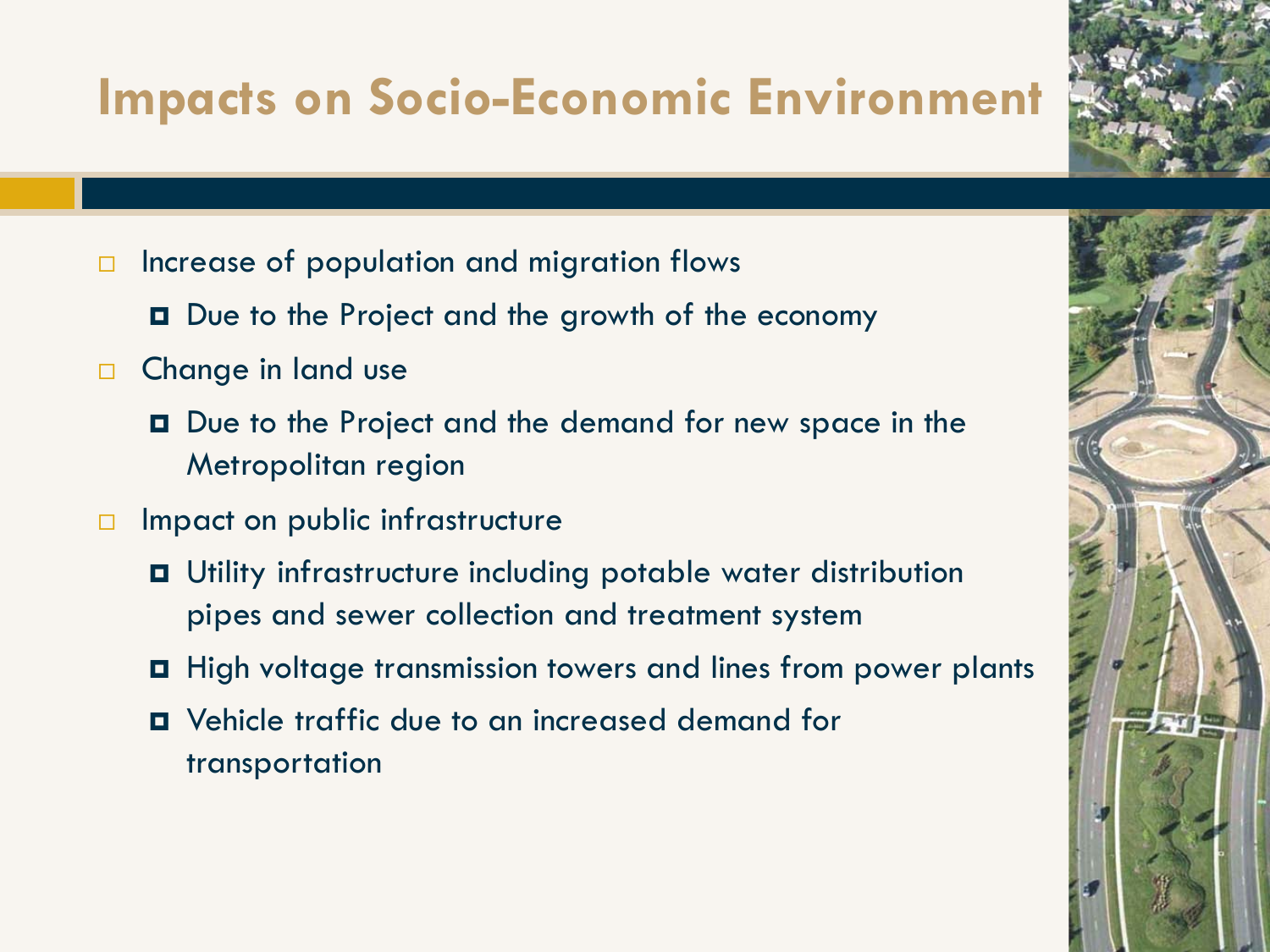# Impacts on Socio-Economic Environment

- Increase of population and migration flows
  - Due to the Project and the growth of the economy
- Change in land use
  - Due to the Project and the demand for new space in the Metropolitan region
- Impact on public infrastructure
  - Utility infrastructure including potable water distribution pipes and sewer collection and treatment system
  - High voltage transmission towers and lines from power plants
  - Vehicle traffic due to an increased demand for transportation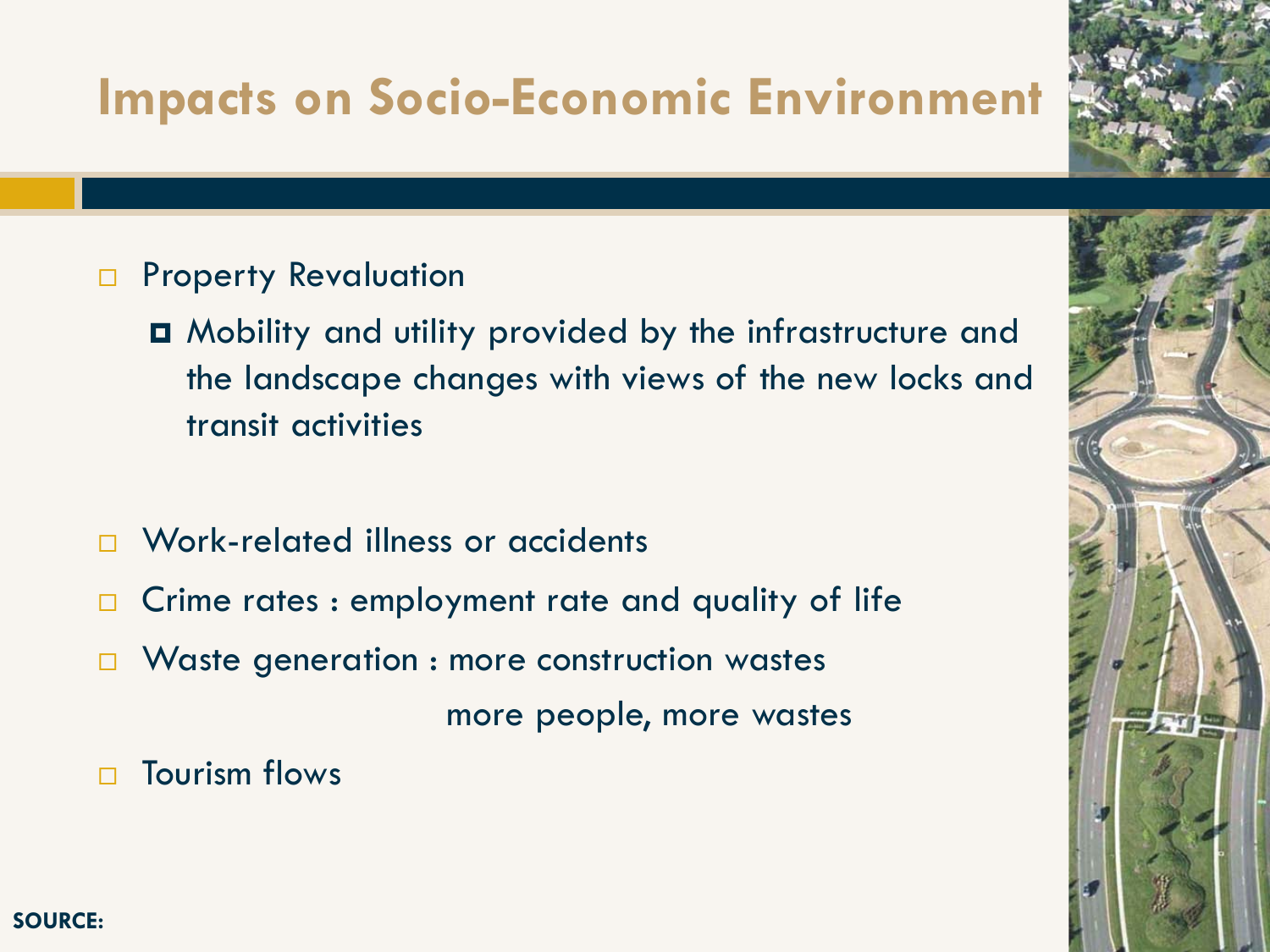# Impacts on Socio-Economic Environment

- Property Revaluation
  - Mobility and utility provided by the infrastructure and the landscape changes with views of the new locks and transit activities

- Work-related illness or accidents
- Crime rates : employment rate and quality of life
- Waste generation : more construction wastes

  more people, more wastes
- Tourism flows

**SOURCE:**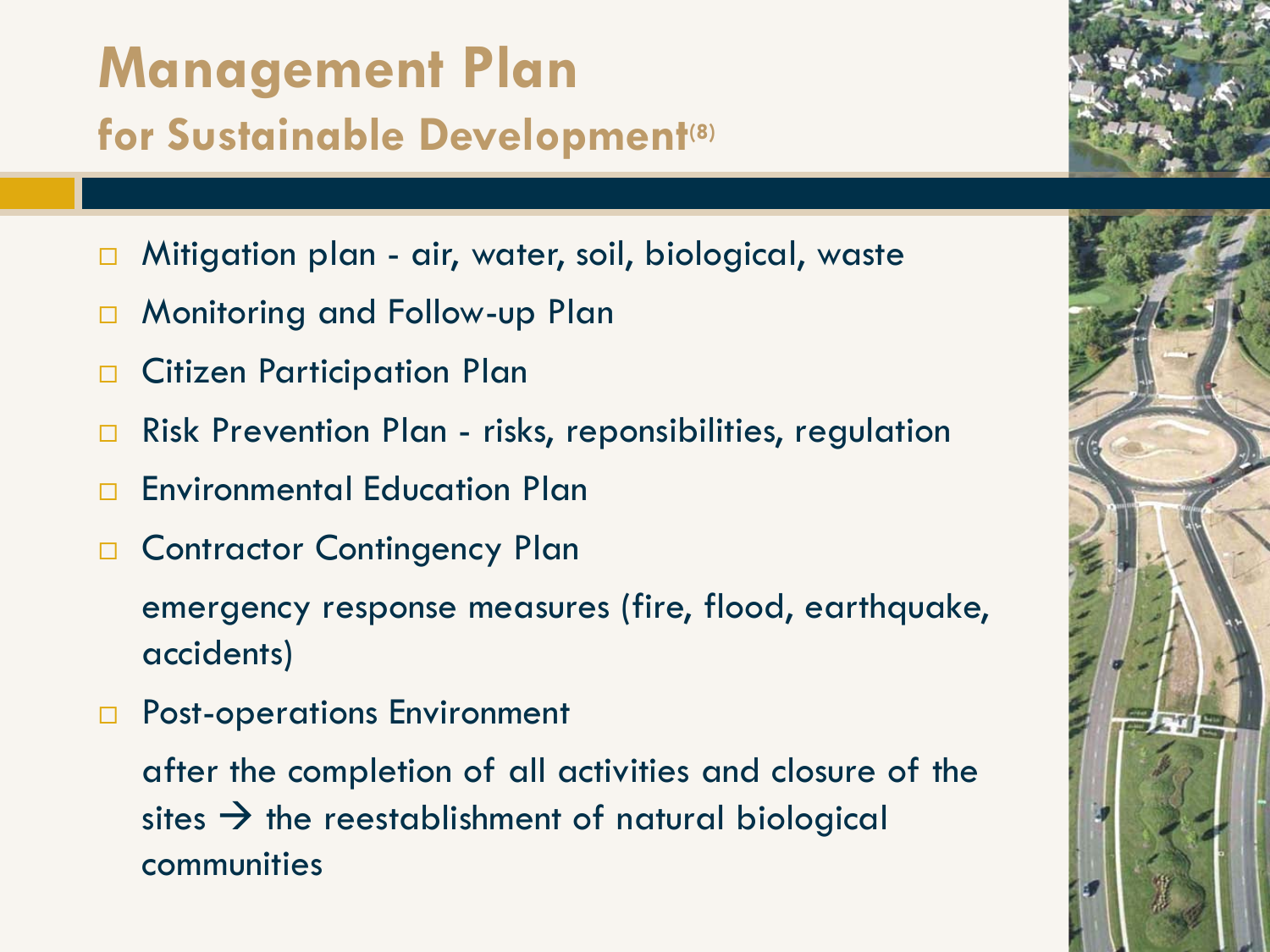# Management Plan

## for Sustainable Development[8]

- Mitigation plan - air, water, soil, biological, waste
- Monitoring and Follow-up Plan
- Citizen Participation Plan
- Risk Prevention Plan - risks, reponsibilities, regulation
- Environmental Education Plan
- Contractor Contingency Plan

  emergency response measures (fire, flood, earthquake, accidents)
- Post-operations Environment

  after the completion of all activities and closure of the sites → the reestablishment of natural biological communities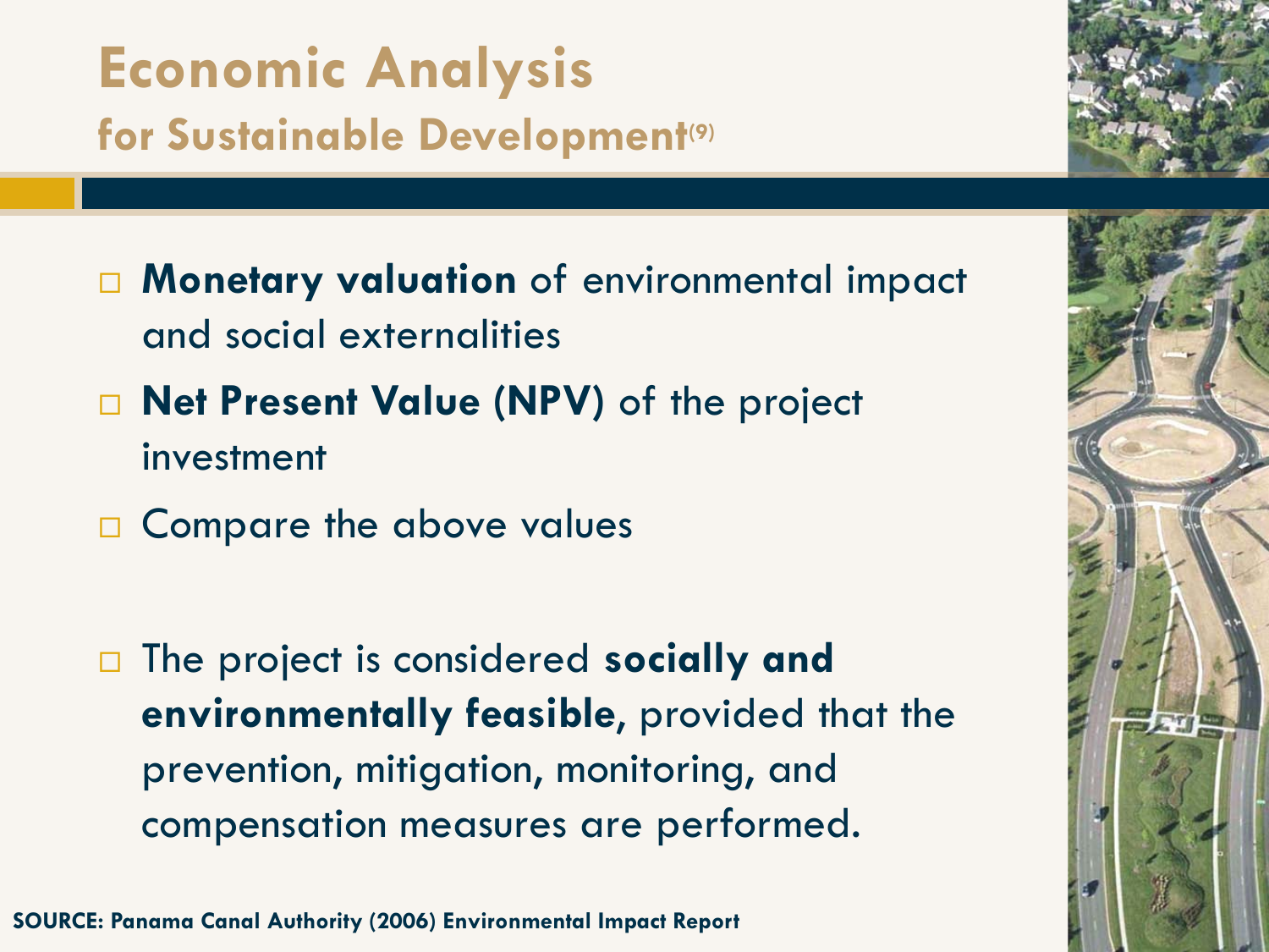# Economic Analysis

## for Sustainable Development[9]

- **Monetary valuation** of environmental impact and social externalities
- **Net Present Value (NPV)** of the project investment
- Compare the above values

- The project is considered **socially and environmentally feasible**, provided that the prevention, mitigation, monitoring, and compensation measures are performed.

**SOURCE: Panama Canal Authority (2006) Environmental Impact Report**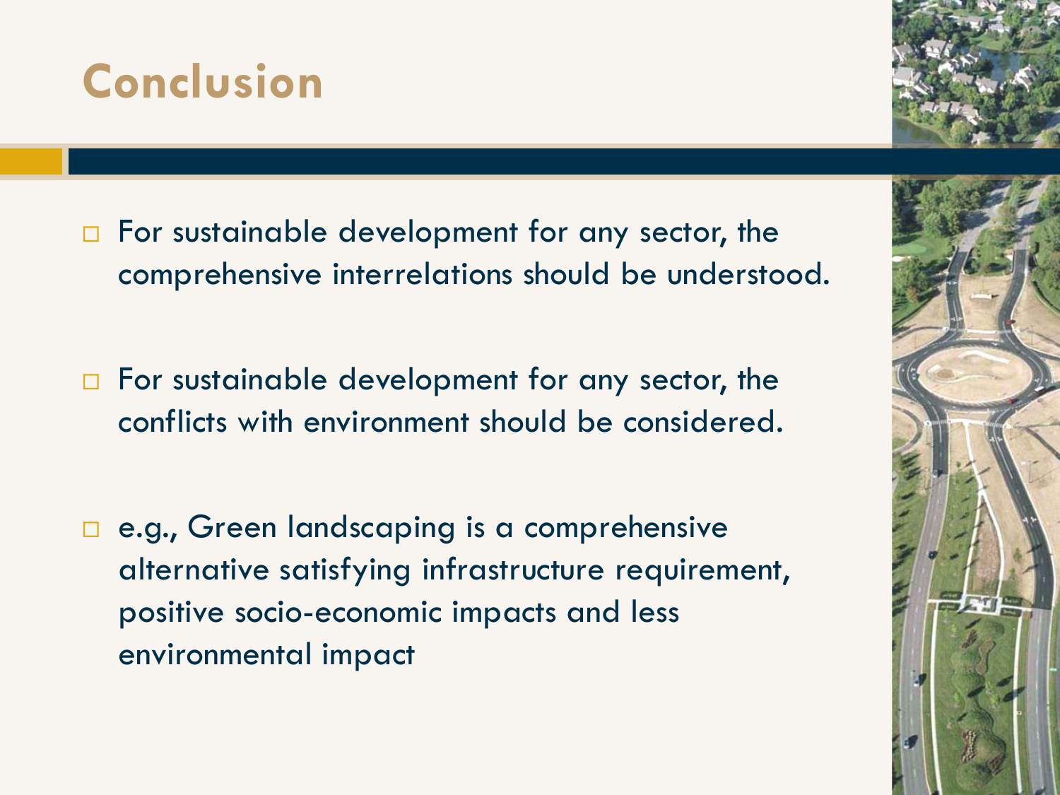# Conclusion

- For sustainable development for any sector, the comprehensive interrelations should be understood.

- For sustainable development for any sector, the conflicts with environment should be considered.

- e.g., Green landscaping is a comprehensive alternative satisfying infrastructure requirement, positive socio-economic impacts and less environmental impact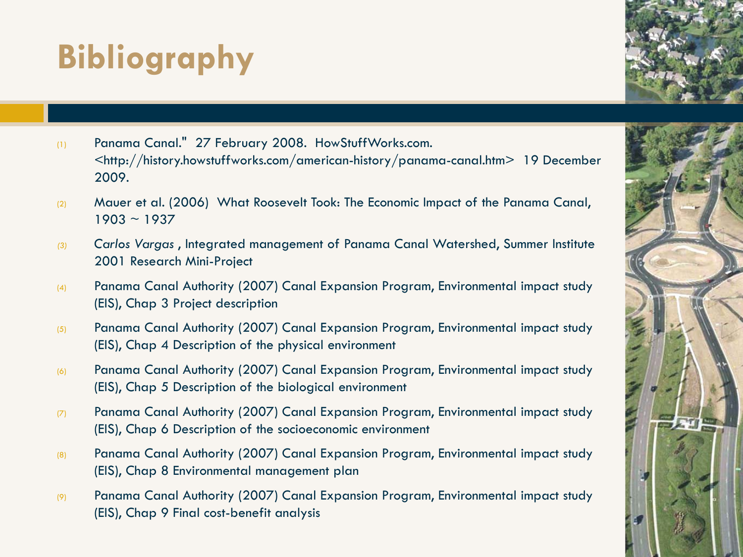# Bibliography

(1) Panama Canal." 27 February 2008. HowStuffWorks.com. <http://history.howstuffworks.com/american-history/panama-canal.htm> 19 December 2009.

(2) Mauer et al. (2006) What Roosevelt Took: The Economic Impact of the Panama Canal, 1903 ~ 1937

*(3)* *Carlos Vargas* , Integrated management of Panama Canal Watershed, Summer Institute 2001 Research Mini-Project

(4) Panama Canal Authority (2007) Canal Expansion Program, Environmental impact study (EIS), Chap 3 Project description

(5) Panama Canal Authority (2007) Canal Expansion Program, Environmental impact study (EIS), Chap 4 Description of the physical environment

(6) Panama Canal Authority (2007) Canal Expansion Program, Environmental impact study (EIS), Chap 5 Description of the biological environment

(7) Panama Canal Authority (2007) Canal Expansion Program, Environmental impact study (EIS), Chap 6 Description of the socioeconomic environment

(8) Panama Canal Authority (2007) Canal Expansion Program, Environmental impact study (EIS), Chap 8 Environmental management plan

(9) Panama Canal Authority (2007) Canal Expansion Program, Environmental impact study (EIS), Chap 9 Final cost-benefit analysis